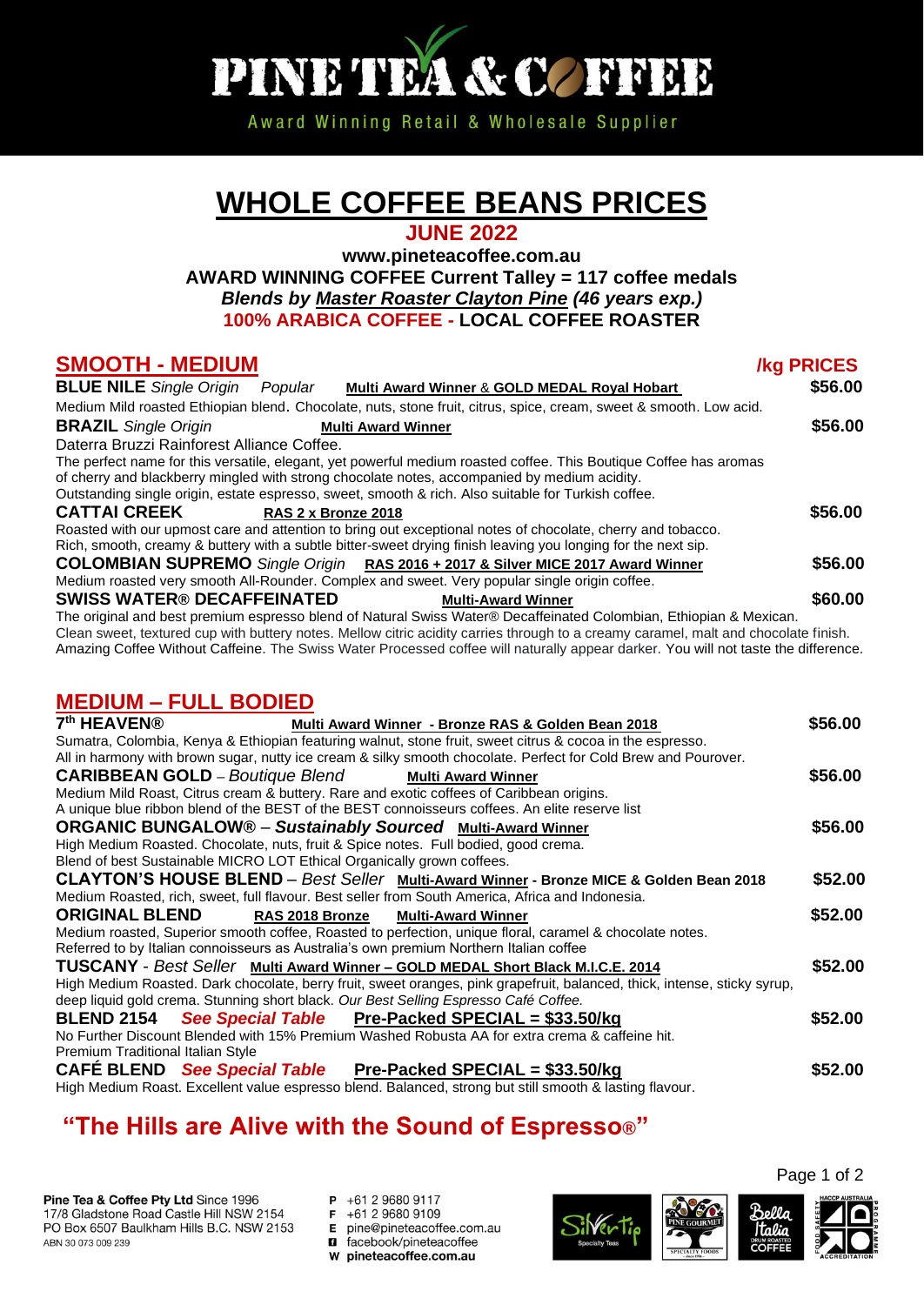# PINE TEA & COFFEE

Award Winning Retail & Wholesale Supplier

# WHOLE COFFEE BEANS PRICES

**JUNE 2022**

**www.pineteacoffee.com.au**

**AWARD WINNING COFFEE Current Talley = 117 coffee medals**

***Blends by Master Roaster Clayton Pine (46 years exp.)***

**100% ARABICA COFFEE - LOCAL COFFEE ROASTER**

## SMOOTH - MEDIUM

**/kg PRICES**

**BLUE NILE** *Single Origin* *Popular* **Multi Award Winner & GOLD MEDAL Royal Hobart** — **$56.00**

Medium Mild roasted Ethiopian blend. Chocolate, nuts, stone fruit, citrus, spice, cream, sweet & smooth. Low acid.

**BRAZIL** *Single Origin* **Multi Award Winner** — **$56.00**

Daterra Bruzzi Rainforest Alliance Coffee.
The perfect name for this versatile, elegant, yet powerful medium roasted coffee. This Boutique Coffee has aromas of cherry and blackberry mingled with strong chocolate notes, accompanied by medium acidity.
Outstanding single origin, estate espresso, sweet, smooth & rich. Also suitable for Turkish coffee.

**CATTAI CREEK** **RAS 2 x Bronze 2018** — **$56.00**

Roasted with our upmost care and attention to bring out exceptional notes of chocolate, cherry and tobacco.
Rich, smooth, creamy & buttery with a subtle bitter-sweet drying finish leaving you longing for the next sip.

**COLOMBIAN SUPREMO** *Single Origin* **RAS 2016 + 2017 & Silver MICE 2017 Award Winner** — **$56.00**

Medium roasted very smooth All-Rounder. Complex and sweet. Very popular single origin coffee.

**SWISS WATER® DECAFFEINATED** **Multi-Award Winner** — **$60.00**

The original and best premium espresso blend of Natural Swiss Water® Decaffeinated Colombian, Ethiopian & Mexican.
Clean sweet, textured cup with buttery notes. Mellow citric acidity carries through to a creamy caramel, malt and chocolate finish.
Amazing Coffee Without Caffeine. The Swiss Water Processed coffee will naturally appear darker. You will not taste the difference.

## MEDIUM – FULL BODIED

**7th HEAVEN®** **Multi Award Winner - Bronze RAS & Golden Bean 2018** — **$56.00**

Sumatra, Colombia, Kenya & Ethiopian featuring walnut, stone fruit, sweet citrus & cocoa in the espresso.
All in harmony with brown sugar, nutty ice cream & silky smooth chocolate. Perfect for Cold Brew and Pourover.

**CARIBBEAN GOLD** – *Boutique Blend* **Multi Award Winner** — **$56.00**

Medium Mild Roast, Citrus cream & buttery. Rare and exotic coffees of Caribbean origins.
A unique blue ribbon blend of the BEST of the BEST connoisseurs coffees. An elite reserve list

**ORGANIC BUNGALOW®** – ***Sustainably Sourced*** **Multi-Award Winner** — **$56.00**

High Medium Roasted. Chocolate, nuts, fruit & Spice notes. Full bodied, good crema.
Blend of best Sustainable MICRO LOT Ethical Organically grown coffees.

**CLAYTON'S HOUSE BLEND** – *Best Seller* **Multi-Award Winner - Bronze MICE & Golden Bean 2018** — **$52.00**

Medium Roasted, rich, sweet, full flavour. Best seller from South America, Africa and Indonesia.

**ORIGINAL BLEND** **RAS 2018 Bronze** **Multi-Award Winner** — **$52.00**

Medium roasted, Superior smooth coffee, Roasted to perfection, unique floral, caramel & chocolate notes.
Referred to by Italian connoisseurs as Australia's own premium Northern Italian coffee

**TUSCANY** - *Best Seller* **Multi Award Winner – GOLD MEDAL Short Black M.I.C.E. 2014** — **$52.00**

High Medium Roasted. Dark chocolate, berry fruit, sweet oranges, pink grapefruit, balanced, thick, intense, sticky syrup, deep liquid gold crema. Stunning short black. *Our Best Selling Espresso Café Coffee.*

**BLEND 2154** ***See Special Table*** **Pre-Packed SPECIAL = $33.50/kg** — **$52.00**

No Further Discount Blended with 15% Premium Washed Robusta AA for extra crema & caffeine hit.
Premium Traditional Italian Style

**CAFÉ BLEND** ***See Special Table*** **Pre-Packed SPECIAL = $33.50/kg** — **$52.00**

High Medium Roast. Excellent value espresso blend. Balanced, strong but still smooth & lasting flavour.

## "The Hills are Alive with the Sound of Espresso®"

**Pine Tea & Coffee Pty Ltd** Since 1996
17/8 Gladstone Road Castle Hill NSW 2154
PO Box 6507 Baulkham Hills B.C. NSW 2153
ABN 30 073 009 239

P +61 2 9680 9117
F +61 2 9680 9109
E pine@pineteacoffee.com.au
facebook/pineteacoffee
W pineteacoffee.com.au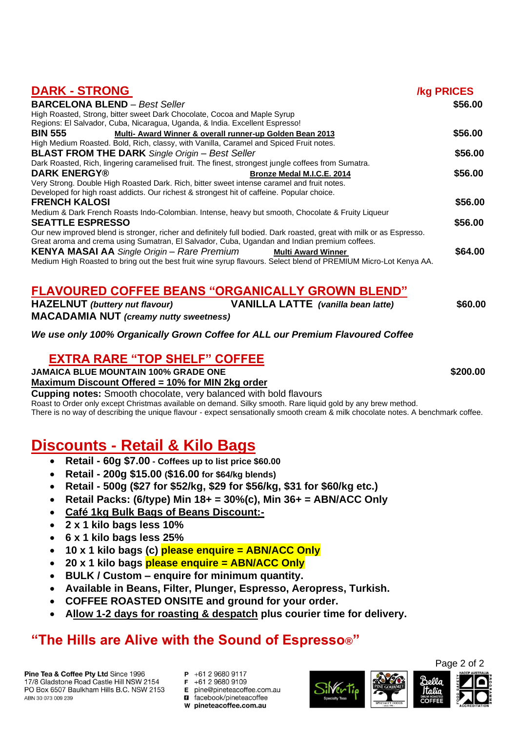## DARK - STRONG

**/kg PRICES**

**BARCELONA BLEND** – *Best Seller* **$56.00**
High Roasted, Strong, bitter sweet Dark Chocolate, Cocoa and Maple Syrup
Regions: El Salvador, Cuba, Nicaragua, Uganda, & India. Excellent Espresso!

**BIN 555** **Multi- Award Winner & overall runner-up Golden Bean 2013** **$56.00**
High Medium Roasted. Bold, Rich, classy, with Vanilla, Caramel and Spiced Fruit notes.

**BLAST FROM THE DARK** *Single Origin – Best Seller* **$56.00**
Dark Roasted, Rich, lingering caramelised fruit. The finest, strongest jungle coffees from Sumatra.

**DARK ENERGY®** **Bronze Medal M.I.C.E. 2014** **$56.00**
Very Strong. Double High Roasted Dark. Rich, bitter sweet intense caramel and fruit notes.
Developed for high roast addicts. Our richest & strongest hit of caffeine. Popular choice.

**FRENCH KALOSI** **$56.00**
Medium & Dark French Roasts Indo-Colombian. Intense, heavy but smooth, Chocolate & Fruity Liqueur

**SEATTLE ESPRESSO** **$56.00**
Our new improved blend is stronger, richer and definitely full bodied. Dark roasted, great with milk or as Espresso.
Great aroma and crema using Sumatran, El Salvador, Cuba, Ugandan and Indian premium coffees.

**KENYA MASAI AA** *Single Origin – Rare Premium* **Multi Award Winner** **$64.00**
Medium High Roasted to bring out the best fruit wine syrup flavours. Select blend of PREMIUM Micro-Lot Kenya AA.

## FLAVOURED COFFEE BEANS "ORGANICALLY GROWN BLEND"

**HAZELNUT** ***(buttery nut flavour)*** **VANILLA LATTE** ***(vanilla bean latte)*** **$60.00**
**MACADAMIA NUT** ***(creamy nutty sweetness)***

***We use only 100% Organically Grown Coffee for ALL our Premium Flavoured Coffee***

## EXTRA RARE "TOP SHELF" COFFEE

**JAMAICA BLUE MOUNTAIN 100% GRADE ONE** **$200.00**
**Maximum Discount Offered = 10% for MIN 2kg order**
**Cupping notes:** Smooth chocolate, very balanced with bold flavours
Roast to Order only except Christmas available on demand. Silky smooth. Rare liquid gold by any brew method.
There is no way of describing the unique flavour - expect sensationally smooth cream & milk chocolate notes. A benchmark coffee.

## Discounts - Retail & Kilo Bags

- **Retail - 60g $7.00 - Coffees up to list price $60.00**
- **Retail - 200g $15.00 ($16.00 for $64/kg blends)**
- **Retail - 500g ($27 for $52/kg, $29 for $56/kg, $31 for $60/kg etc.)**
- **Retail Packs: (6/type) Min 18+ = 30%(c), Min 36+ = ABN/ACC Only**
- **Café 1kg Bulk Bags of Beans Discount:-**
- **2 x 1 kilo bags less 10%**
- **6 x 1 kilo bags less 25%**
- **10 x 1 kilo bags (c) please enquire = ABN/ACC Only**
- **20 x 1 kilo bags please enquire = ABN/ACC Only**
- **BULK / Custom – enquire for minimum quantity.**
- **Available in Beans, Filter, Plunger, Espresso, Aeropress, Turkish.**
- **COFFEE ROASTED ONSITE and ground for your order.**
- **Allow 1-2 days for roasting & despatch plus courier time for delivery.**

## "The Hills are Alive with the Sound of Espresso®"

**Pine Tea & Coffee Pty Ltd** Since 1996
17/8 Gladstone Road Castle Hill NSW 2154
PO Box 6507 Baulkham Hills B.C. NSW 2153
ABN 30 073 009 239

**P** +61 2 9680 9117
**F** +61 2 9680 9109
**E** pine@pineteacoffee.com.au
facebook/pineteacoffee
**W** pineteacoffee.com.au